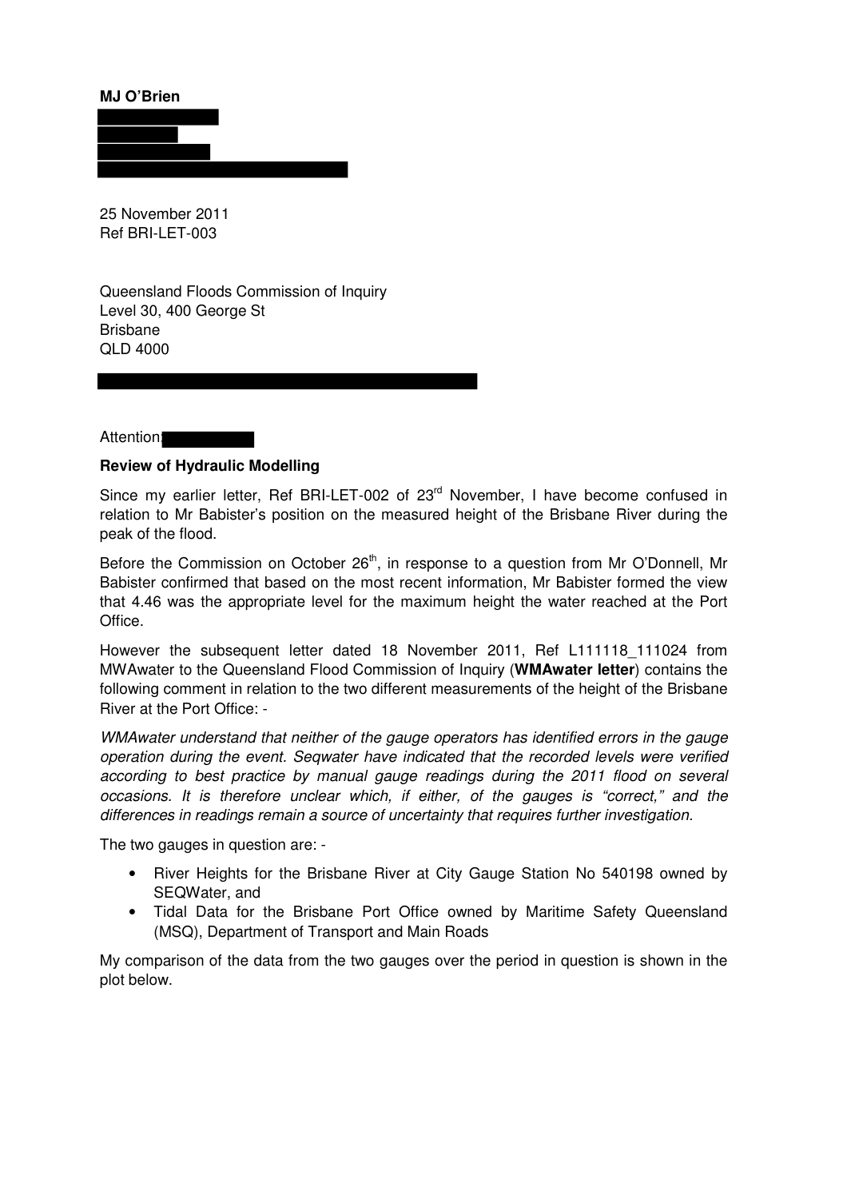**MJ O'Brien**

25 November 2011
Ref BRI-LET-003

Queensland Floods Commission of Inquiry
Level 30, 400 George St
Brisbane
QLD 4000

Attention:

**Review of Hydraulic Modelling**

Since my earlier letter, Ref BRI-LET-002 of 23[rd] November, I have become confused in relation to Mr Babister's position on the measured height of the Brisbane River during the peak of the flood.

Before the Commission on October 26[th], in response to a question from Mr O'Donnell, Mr Babister confirmed that based on the most recent information, Mr Babister formed the view that 4.46 was the appropriate level for the maximum height the water reached at the Port Office.

However the subsequent letter dated 18 November 2011, Ref L111118_111024 from MWAwater to the Queensland Flood Commission of Inquiry (**WMAwater letter**) contains the following comment in relation to the two different measurements of the height of the Brisbane River at the Port Office: -

*WMAwater understand that neither of the gauge operators has identified errors in the gauge operation during the event. Seqwater have indicated that the recorded levels were verified according to best practice by manual gauge readings during the 2011 flood on several occasions. It is therefore unclear which, if either, of the gauges is "correct," and the differences in readings remain a source of uncertainty that requires further investigation.*

The two gauges in question are: -

- River Heights for the Brisbane River at City Gauge Station No 540198 owned by SEQWater, and
- Tidal Data for the Brisbane Port Office owned by Maritime Safety Queensland (MSQ), Department of Transport and Main Roads

My comparison of the data from the two gauges over the period in question is shown in the plot below.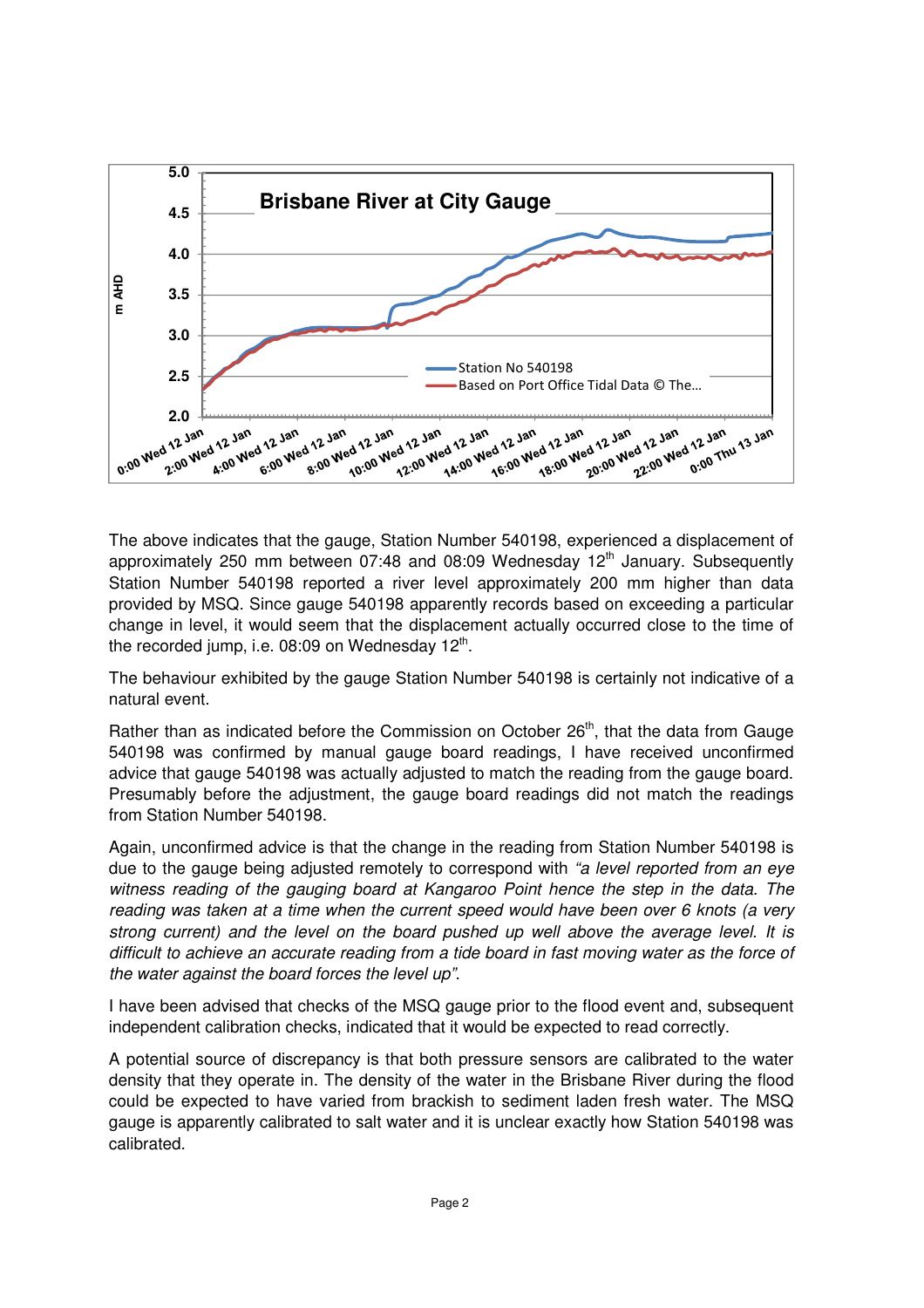The above indicates that the gauge, Station Number 540198, experienced a displacement of approximately 250 mm between 07:48 and 08:09 Wednesday 12th January. Subsequently Station Number 540198 reported a river level approximately 200 mm higher than data provided by MSQ. Since gauge 540198 apparently records based on exceeding a particular change in level, it would seem that the displacement actually occurred close to the time of the recorded jump, i.e. 08:09 on Wednesday 12th.

The behaviour exhibited by the gauge Station Number 540198 is certainly not indicative of a natural event.

Rather than as indicated before the Commission on October 26th, that the data from Gauge 540198 was confirmed by manual gauge board readings, I have received unconfirmed advice that gauge 540198 was actually adjusted to match the reading from the gauge board. Presumably before the adjustment, the gauge board readings did not match the readings from Station Number 540198.

Again, unconfirmed advice is that the change in the reading from Station Number 540198 is due to the gauge being adjusted remotely to correspond with *"a level reported from an eye witness reading of the gauging board at Kangaroo Point hence the step in the data. The reading was taken at a time when the current speed would have been over 6 knots (a very strong current) and the level on the board pushed up well above the average level. It is difficult to achieve an accurate reading from a tide board in fast moving water as the force of the water against the board forces the level up"*.

I have been advised that checks of the MSQ gauge prior to the flood event and, subsequent independent calibration checks, indicated that it would be expected to read correctly.

A potential source of discrepancy is that both pressure sensors are calibrated to the water density that they operate in. The density of the water in the Brisbane River during the flood could be expected to have varied from brackish to sediment laden fresh water. The MSQ gauge is apparently calibrated to salt water and it is unclear exactly how Station 540198 was calibrated.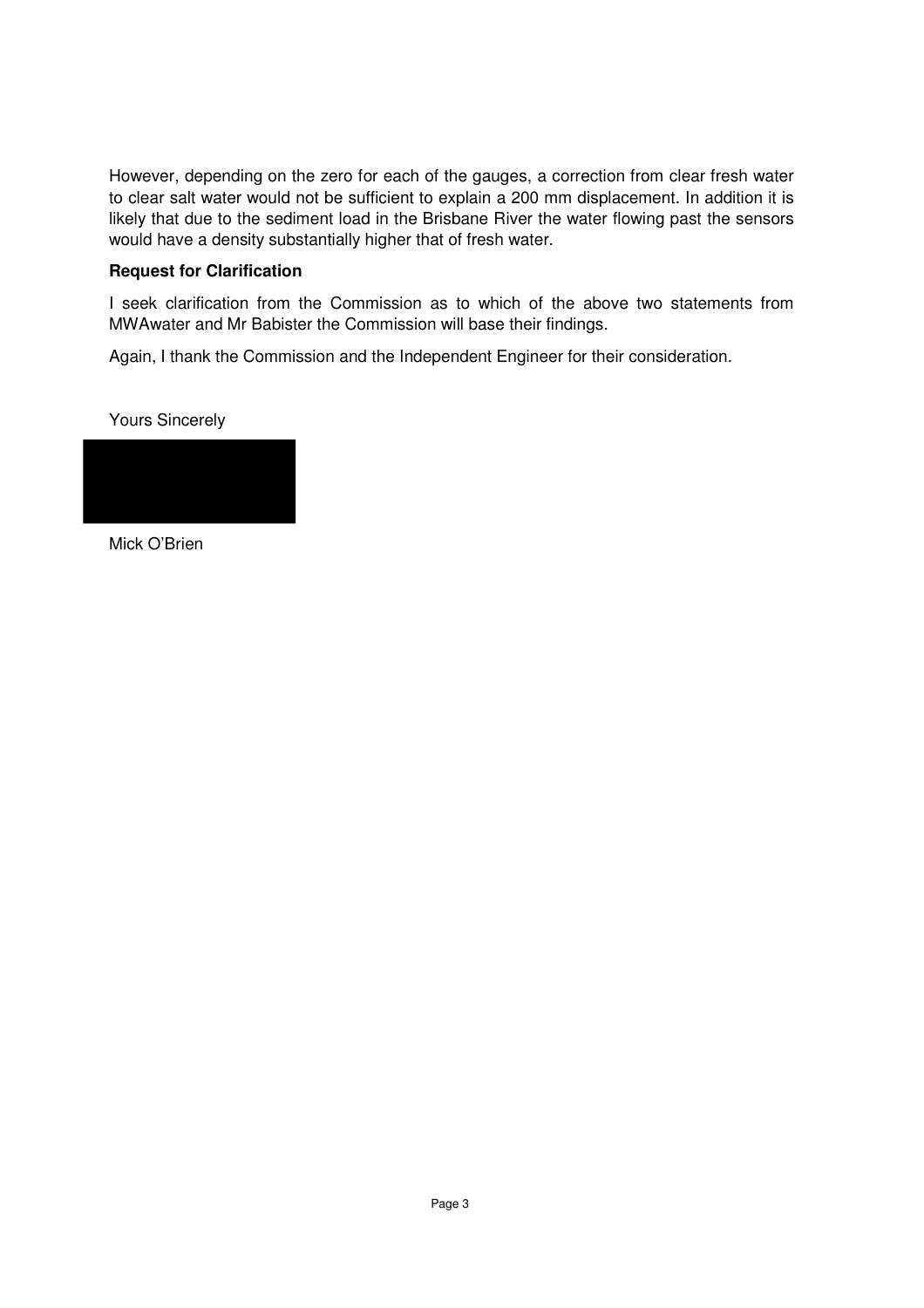However, depending on the zero for each of the gauges, a correction from clear fresh water to clear salt water would not be sufficient to explain a 200 mm displacement. In addition it is likely that due to the sediment load in the Brisbane River the water flowing past the sensors would have a density substantially higher that of fresh water.

**Request for Clarification**

I seek clarification from the Commission as to which of the above two statements from MWAwater and Mr Babister the Commission will base their findings.

Again, I thank the Commission and the Independent Engineer for their consideration.

Yours Sincerely

Mick O'Brien